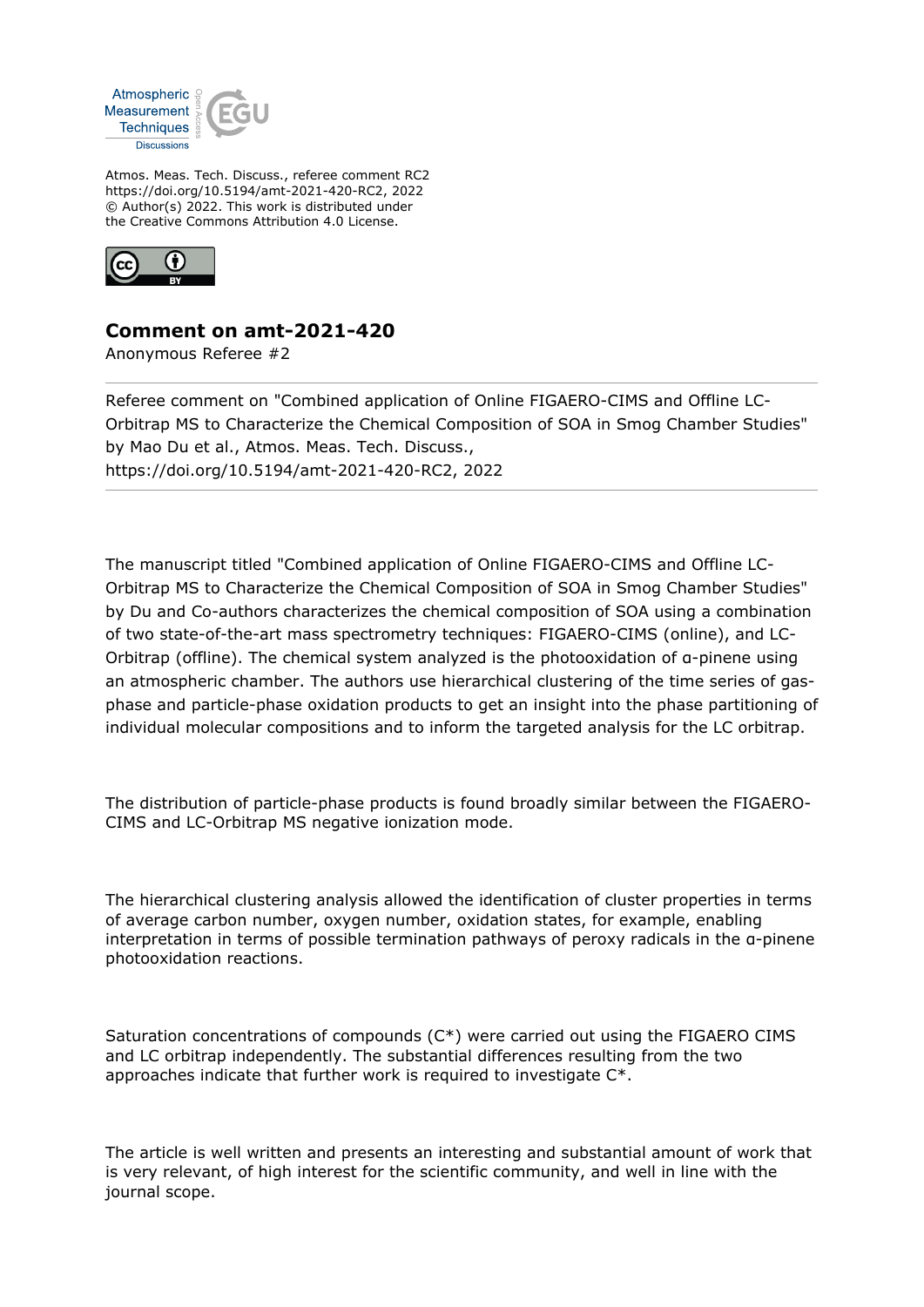Atmos. Meas. Tech. Discuss., referee comment RC2
https://doi.org/10.5194/amt-2021-420-RC2, 2022
© Author(s) 2022. This work is distributed under
the Creative Commons Attribution 4.0 License.

## Comment on amt-2021-420

Anonymous Referee #2

---

Referee comment on "Combined application of Online FIGAERO-CIMS and Offline LC-Orbitrap MS to Characterize the Chemical Composition of SOA in Smog Chamber Studies" by Mao Du et al., Atmos. Meas. Tech. Discuss., https://doi.org/10.5194/amt-2021-420-RC2, 2022

---

The manuscript titled "Combined application of Online FIGAERO-CIMS and Offline LC-Orbitrap MS to Characterize the Chemical Composition of SOA in Smog Chamber Studies" by Du and Co-authors characterizes the chemical composition of SOA using a combination of two state-of-the-art mass spectrometry techniques: FIGAERO-CIMS (online), and LC-Orbitrap (offline). The chemical system analyzed is the photooxidation of α-pinene using an atmospheric chamber. The authors use hierarchical clustering of the time series of gas-phase and particle-phase oxidation products to get an insight into the phase partitioning of individual molecular compositions and to inform the targeted analysis for the LC orbitrap.

The distribution of particle-phase products is found broadly similar between the FIGAERO-CIMS and LC-Orbitrap MS negative ionization mode.

The hierarchical clustering analysis allowed the identification of cluster properties in terms of average carbon number, oxygen number, oxidation states, for example, enabling interpretation in terms of possible termination pathways of peroxy radicals in the α-pinene photooxidation reactions.

Saturation concentrations of compounds ($C^*$) were carried out using the FIGAERO CIMS and LC orbitrap independently. The substantial differences resulting from the two approaches indicate that further work is required to investigate $C^*$.

The article is well written and presents an interesting and substantial amount of work that is very relevant, of high interest for the scientific community, and well in line with the journal scope.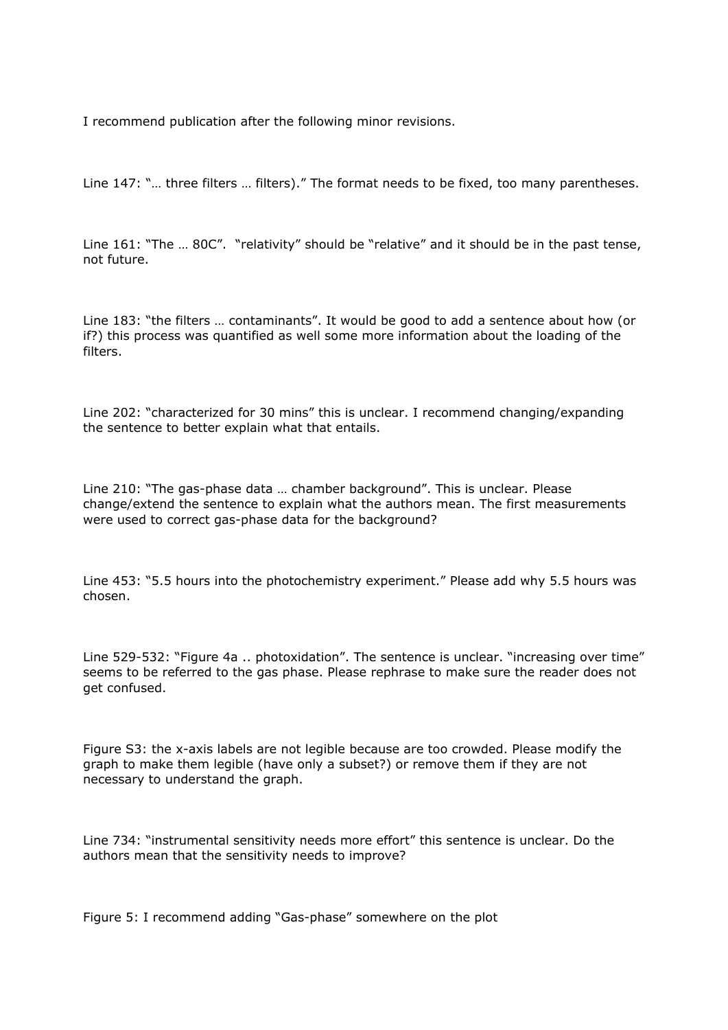I recommend publication after the following minor revisions.

Line 147: "… three filters … filters)." The format needs to be fixed, too many parentheses.

Line 161: "The … 80C". "relativity" should be "relative" and it should be in the past tense, not future.

Line 183: "the filters … contaminants". It would be good to add a sentence about how (or if?) this process was quantified as well some more information about the loading of the filters.

Line 202: "characterized for 30 mins" this is unclear. I recommend changing/expanding the sentence to better explain what that entails.

Line 210: "The gas-phase data … chamber background". This is unclear. Please change/extend the sentence to explain what the authors mean. The first measurements were used to correct gas-phase data for the background?

Line 453: "5.5 hours into the photochemistry experiment." Please add why 5.5 hours was chosen.

Line 529-532: "Figure 4a .. photoxidation". The sentence is unclear. "increasing over time" seems to be referred to the gas phase. Please rephrase to make sure the reader does not get confused.

Figure S3: the x-axis labels are not legible because are too crowded. Please modify the graph to make them legible (have only a subset?) or remove them if they are not necessary to understand the graph.

Line 734: "instrumental sensitivity needs more effort" this sentence is unclear. Do the authors mean that the sensitivity needs to improve?

Figure 5: I recommend adding "Gas-phase" somewhere on the plot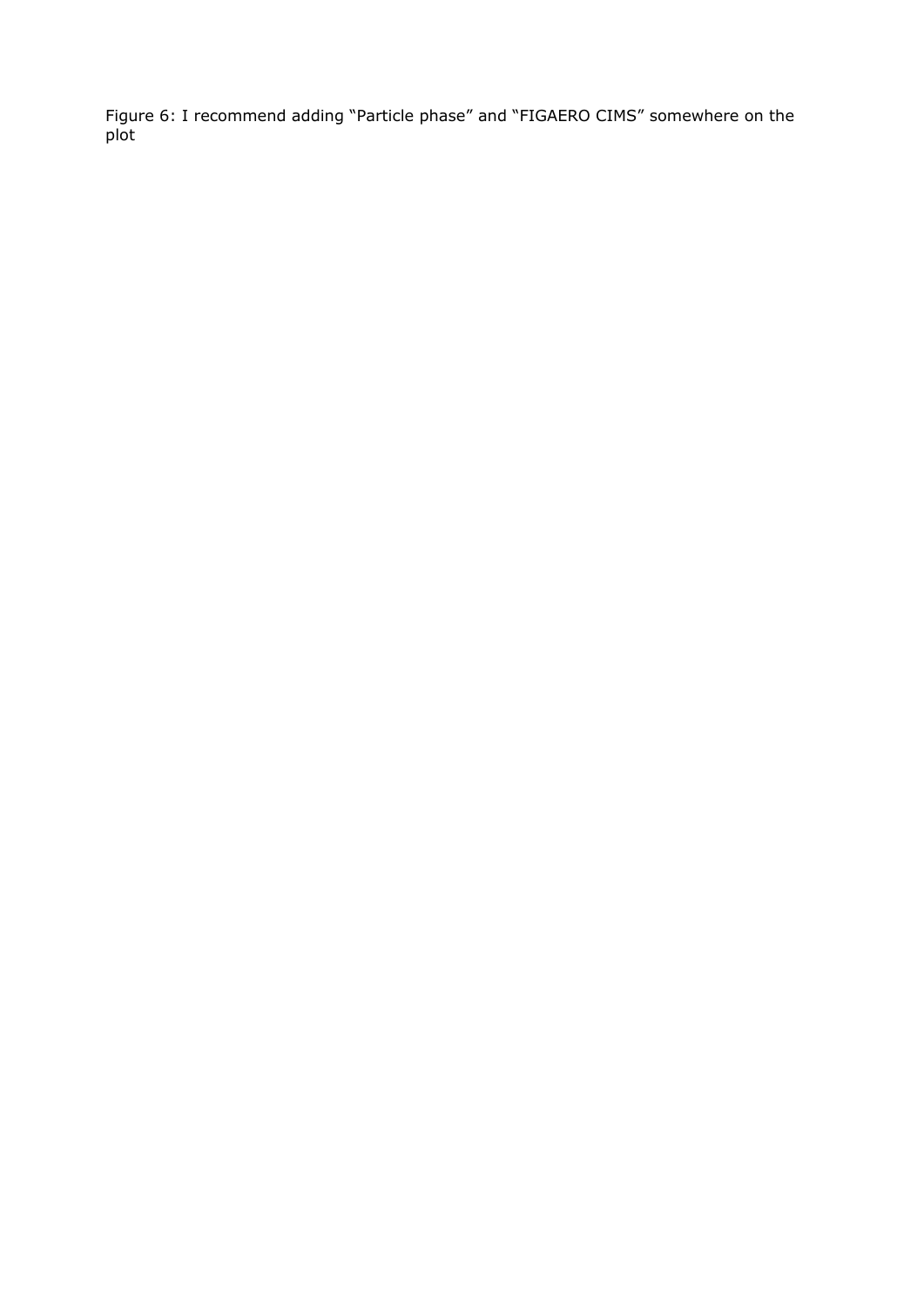Figure 6: I recommend adding “Particle phase” and “FIGAERO CIMS” somewhere on the plot